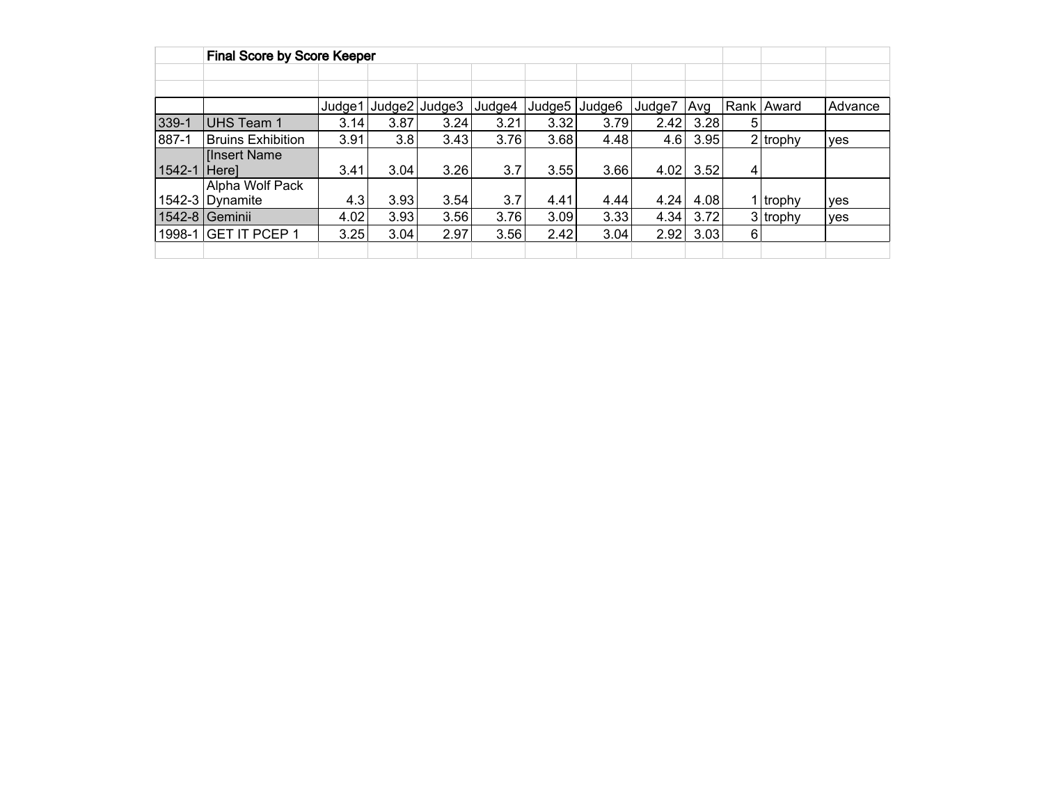**Final Score by Score Keeper**

| | | Judge1 | Judge2 | Judge3 | Judge4 | Judge5 | Judge6 | Judge7 | Avg | Rank | Award | Advance |
|---|---|---|---|---|---|---|---|---|---|---|---|---|
| 339-1 | UHS Team 1 | 3.14 | 3.87 | 3.24 | 3.21 | 3.32 | 3.79 | 2.42 | 3.28 | 5 | | |
| 887-1 | Bruins Exhibition | 3.91 | 3.8 | 3.43 | 3.76 | 3.68 | 4.48 | 4.6 | 3.95 | 2 | trophy | yes |
| 1542-1 | [Insert Name Here] | 3.41 | 3.04 | 3.26 | 3.7 | 3.55 | 3.66 | 4.02 | 3.52 | 4 | | |
| 1542-3 | Alpha Wolf Pack Dynamite | 4.3 | 3.93 | 3.54 | 3.7 | 4.41 | 4.44 | 4.24 | 4.08 | 1 | trophy | yes |
| 1542-8 | Geminii | 4.02 | 3.93 | 3.56 | 3.76 | 3.09 | 3.33 | 4.34 | 3.72 | 3 | trophy | yes |
| 1998-1 | GET IT PCEP 1 | 3.25 | 3.04 | 2.97 | 3.56 | 2.42 | 3.04 | 2.92 | 3.03 | 6 | | |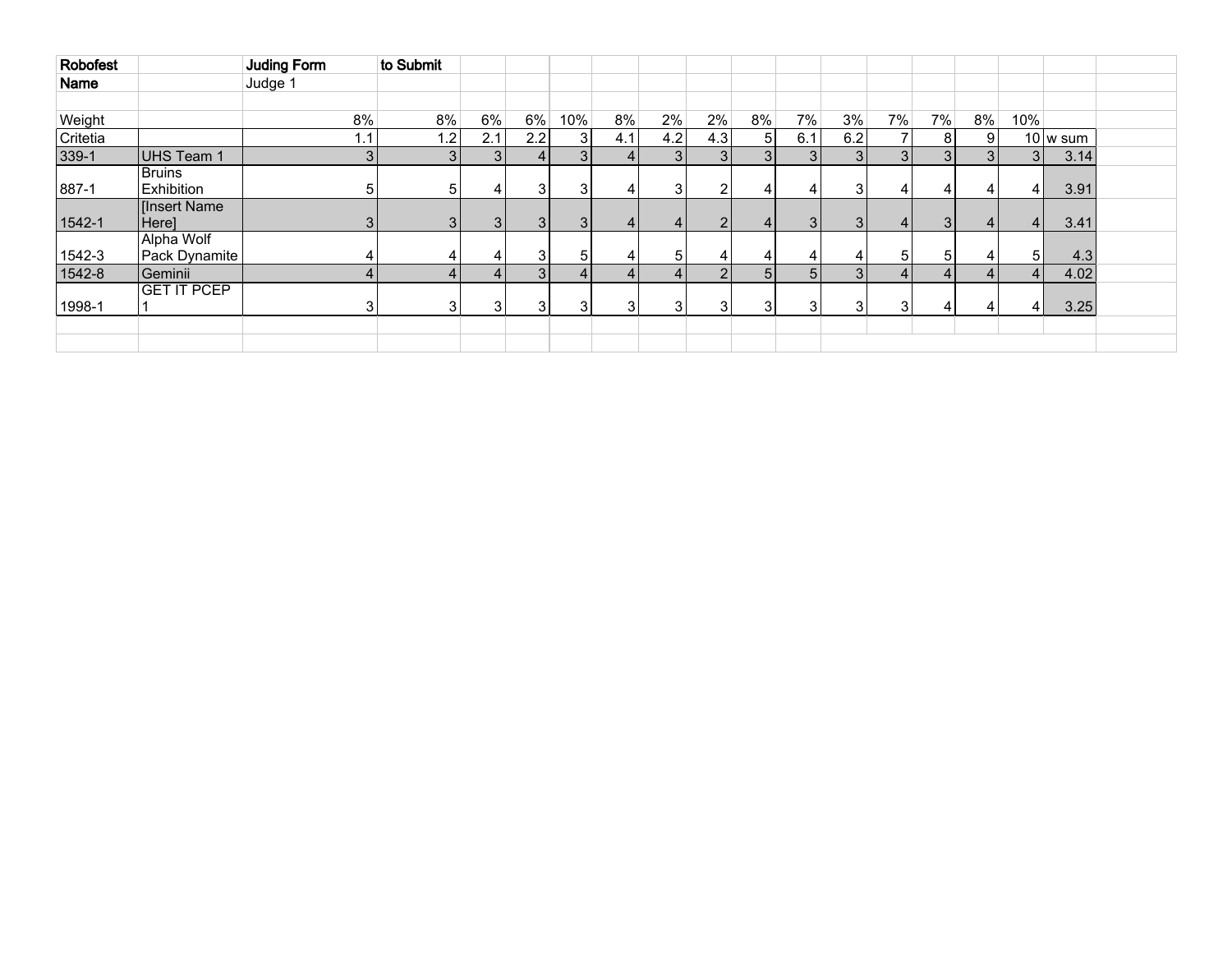| Robofest | | Juding Form | to Submit | | | | | | | | | | | | | | |
|---|---|---|---|---|---|---|---|---|---|---|---|---|---|---|---|---|---|
| Name | | Judge 1 | | | | | | | | | | | | | | | |
| | | | | | | | | | | | | | | | | | |
| Weight | | 8% | 8% | 6% | 6% | 10% | 8% | 2% | 2% | 8% | 7% | 3% | 7% | 7% | 8% | 10% | |
| Critetia | | 1.1 | 1.2 | 2.1 | 2.2 | 3 | 4.1 | 4.2 | 4.3 | 5 | 6.1 | 6.2 | 7 | 8 | 9 | 10 | w sum |
| 339-1 | UHS Team 1 | 3 | 3 | 3 | 4 | 3 | 4 | 3 | 3 | 3 | 3 | 3 | 3 | 3 | 3 | 3 | 3.14 |
| 887-1 | Bruins Exhibition | 5 | 5 | 4 | 3 | 3 | 4 | 3 | 2 | 4 | 4 | 3 | 4 | 4 | 4 | 4 | 3.91 |
| 1542-1 | [Insert Name Here] | 3 | 3 | 3 | 3 | 3 | 4 | 4 | 2 | 4 | 3 | 3 | 4 | 3 | 4 | 4 | 3.41 |
| 1542-3 | Alpha Wolf Pack Dynamite | 4 | 4 | 4 | 3 | 5 | 4 | 5 | 4 | 4 | 4 | 4 | 5 | 5 | 4 | 5 | 4.3 |
| 1542-8 | Geminii | 4 | 4 | 4 | 3 | 4 | 4 | 4 | 2 | 5 | 5 | 3 | 4 | 4 | 4 | 4 | 4.02 |
| 1998-1 | GET IT PCEP 1 | 3 | 3 | 3 | 3 | 3 | 3 | 3 | 3 | 3 | 3 | 3 | 3 | 4 | 4 | 4 | 3.25 |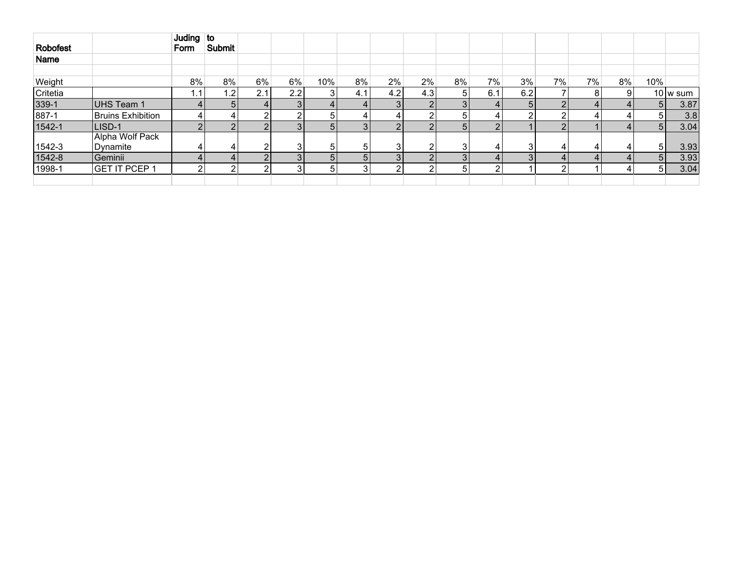| Robofest | | Juding Form | to Submit | | | | | | | | | | | | | | |
|---|---|---|---|---|---|---|---|---|---|---|---|---|---|---|---|---|---|
| Name | | | | | | | | | | | | | | | | | |
| | | | | | | | | | | | | | | | | | |
| Weight | | 8% | 8% | 6% | 6% | 10% | 8% | 2% | 2% | 8% | 7% | 3% | 7% | 7% | 8% | 10% | |
| Critetia | | 1.1 | 1.2 | 2.1 | 2.2 | 3 | 4.1 | 4.2 | 4.3 | 5 | 6.1 | 6.2 | 7 | 8 | 9 | 10 | w sum |
| 339-1 | UHS Team 1 | 4 | 5 | 4 | 3 | 4 | 4 | 3 | 2 | 3 | 4 | 5 | 2 | 4 | 4 | 5 | 3.87 |
| 887-1 | Bruins Exhibition | 4 | 4 | 2 | 2 | 5 | 4 | 4 | 2 | 5 | 4 | 2 | 2 | 4 | 4 | 5 | 3.8 |
| 1542-1 | LISD-1 | 2 | 2 | 2 | 3 | 5 | 3 | 2 | 2 | 5 | 2 | 1 | 2 | 1 | 4 | 5 | 3.04 |
| 1542-3 | Alpha Wolf Pack Dynamite | 4 | 4 | 2 | 3 | 5 | 5 | 3 | 2 | 3 | 4 | 3 | 4 | 4 | 4 | 5 | 3.93 |
| 1542-8 | Geminii | 4 | 4 | 2 | 3 | 5 | 5 | 3 | 2 | 3 | 4 | 3 | 4 | 4 | 4 | 5 | 3.93 |
| 1998-1 | GET IT PCEP 1 | 2 | 2 | 2 | 3 | 5 | 3 | 2 | 2 | 5 | 2 | 1 | 2 | 1 | 4 | 5 | 3.04 |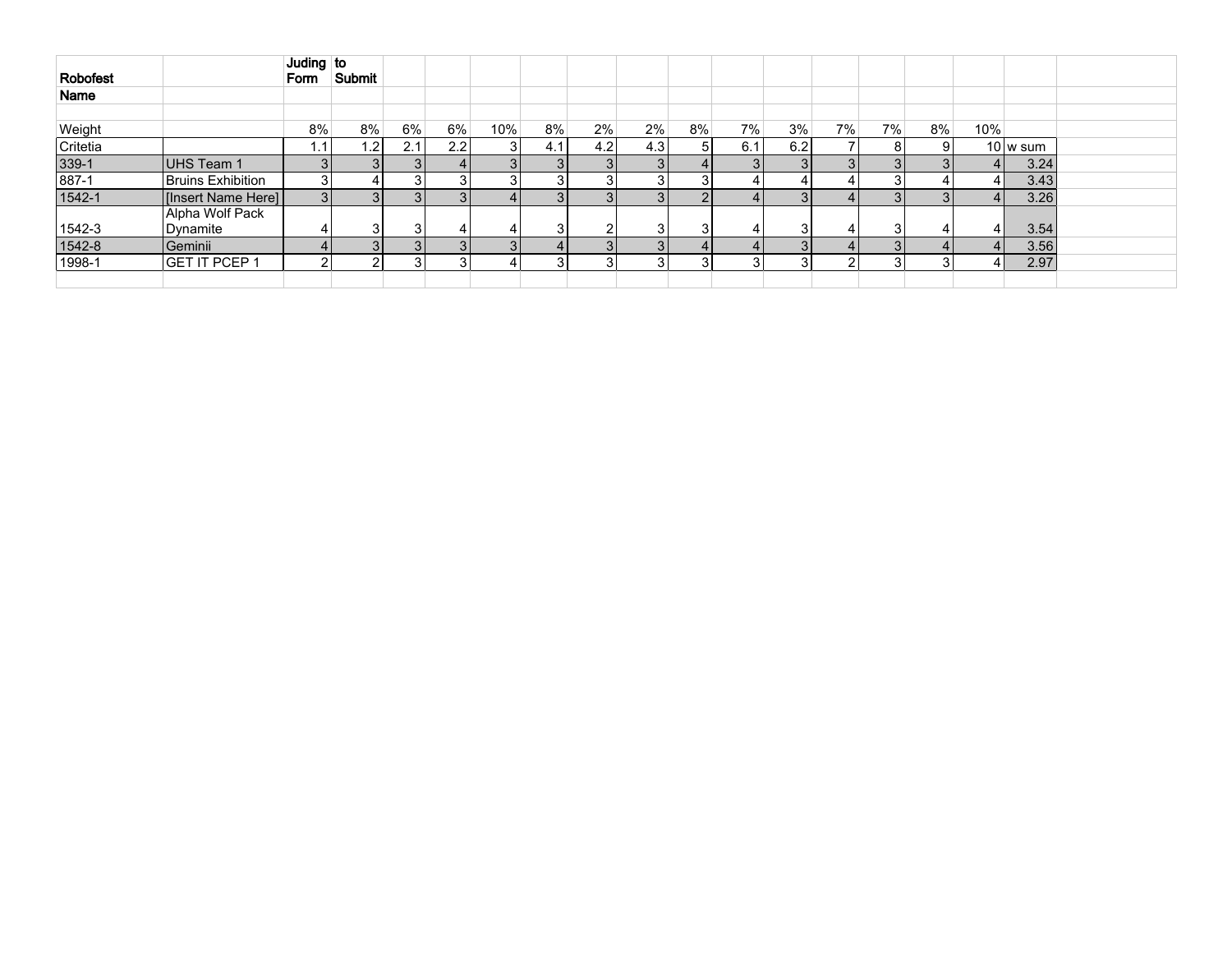| Robofest | | Juding Form | to Submit | | | | | | | | | | | | | | |
|---|---|---|---|---|---|---|---|---|---|---|---|---|---|---|---|---|---|
| Name | | | | | | | | | | | | | | | | | |
| Weight | | 8% | 8% | 6% | 6% | 10% | 8% | 2% | 2% | 8% | 7% | 3% | 7% | 7% | 8% | 10% | |
| Critetia | | 1.1 | 1.2 | 2.1 | 2.2 | 3 | 4.1 | 4.2 | 4.3 | 5 | 6.1 | 6.2 | 7 | 8 | 9 | 10 | w sum |
| 339-1 | UHS Team 1 | 3 | 3 | 3 | 4 | 3 | 3 | 3 | 3 | 4 | 3 | 3 | 3 | 3 | 3 | 4 | 3.24 |
| 887-1 | Bruins Exhibition | 3 | 4 | 3 | 3 | 3 | 3 | 3 | 3 | 3 | 4 | 4 | 4 | 3 | 4 | 4 | 3.43 |
| 1542-1 | [Insert Name Here] | 3 | 3 | 3 | 3 | 4 | 3 | 3 | 3 | 2 | 4 | 3 | 4 | 3 | 3 | 4 | 3.26 |
| 1542-3 | Alpha Wolf Pack Dynamite | 4 | 3 | 3 | 4 | 4 | 3 | 2 | 3 | 3 | 4 | 3 | 4 | 3 | 4 | 4 | 3.54 |
| 1542-8 | Geminii | 4 | 3 | 3 | 3 | 3 | 4 | 3 | 3 | 4 | 4 | 3 | 4 | 3 | 4 | 4 | 3.56 |
| 1998-1 | GET IT PCEP 1 | 2 | 2 | 3 | 3 | 4 | 3 | 3 | 3 | 3 | 3 | 3 | 2 | 3 | 3 | 4 | 2.97 |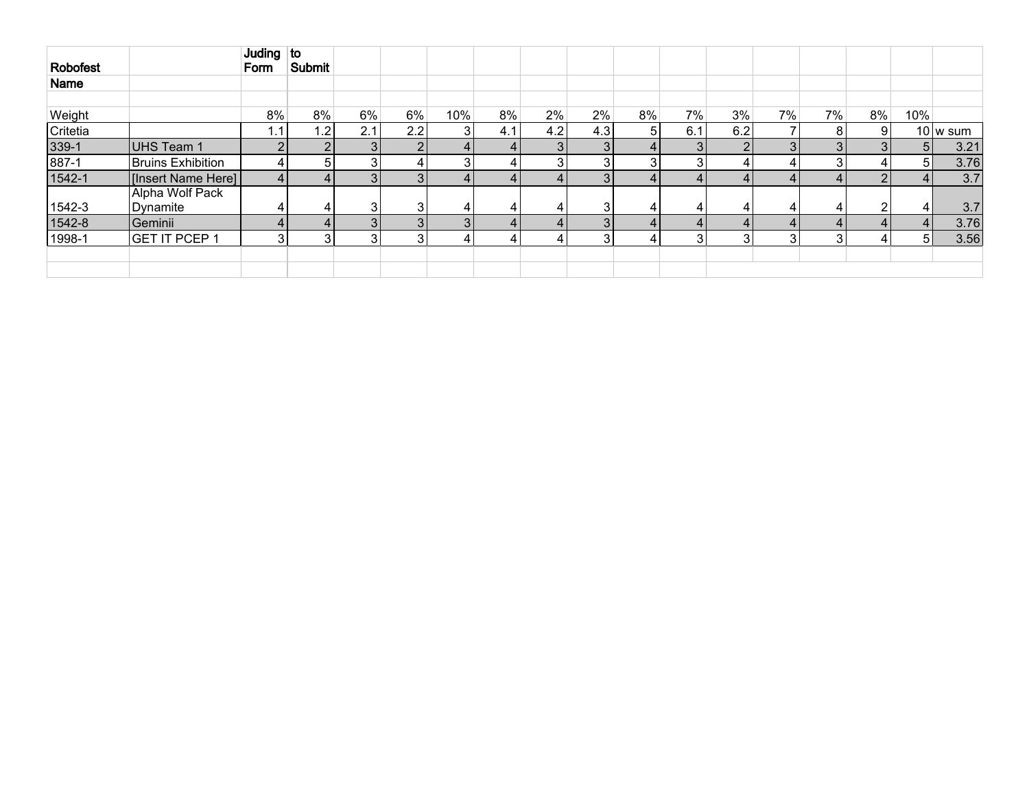| Robofest | | Juding Form | to Submit | | | | | | | | | | | | | |
|---|---|---|---|---|---|---|---|---|---|---|---|---|---|---|---|---|
| Name | | | | | | | | | | | | | | | | |
| | | | | | | | | | | | | | | | | |
| Weight | | 8% | 8% | 6% | 6% | 10% | 8% | 2% | 2% | 8% | 7% | 3% | 7% | 7% | 8% | 10% | |
| Critetia | | 1.1 | 1.2 | 2.1 | 2.2 | 3 | 4.1 | 4.2 | 4.3 | 5 | 6.1 | 6.2 | 7 | 8 | 9 | 10 | w sum |
| 339-1 | UHS Team 1 | 2 | 2 | 3 | 2 | 4 | 4 | 3 | 3 | 4 | 3 | 2 | 3 | 3 | 3 | 5 | 3.21 |
| 887-1 | Bruins Exhibition | 4 | 5 | 3 | 4 | 3 | 4 | 3 | 3 | 3 | 3 | 4 | 4 | 3 | 4 | 5 | 3.76 |
| 1542-1 | [Insert Name Here] | 4 | 4 | 3 | 3 | 4 | 4 | 4 | 3 | 4 | 4 | 4 | 4 | 4 | 2 | 4 | 3.7 |
| 1542-3 | Alpha Wolf Pack Dynamite | 4 | 4 | 3 | 3 | 4 | 4 | 4 | 3 | 4 | 4 | 4 | 4 | 4 | 2 | 4 | 3.7 |
| 1542-8 | Geminii | 4 | 4 | 3 | 3 | 3 | 4 | 4 | 3 | 4 | 4 | 4 | 4 | 4 | 4 | 4 | 3.76 |
| 1998-1 | GET IT PCEP 1 | 3 | 3 | 3 | 3 | 4 | 4 | 4 | 3 | 4 | 3 | 3 | 3 | 3 | 4 | 5 | 3.56 |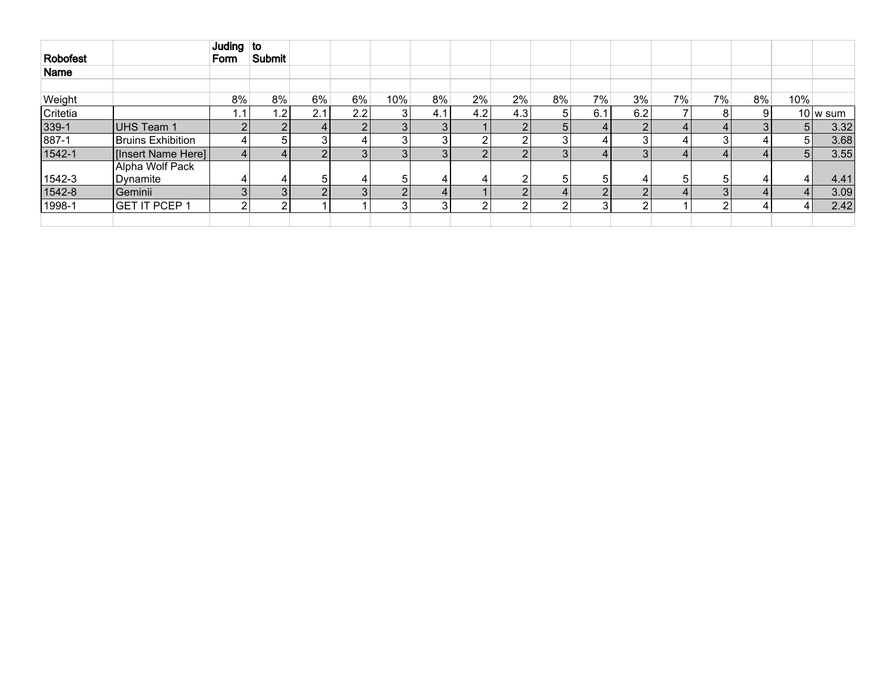| Robofest | | Juding Form | to Submit | | | | | | | | | | | | | |
|---|---|---|---|---|---|---|---|---|---|---|---|---|---|---|---|---|
| Name | | | | | | | | | | | | | | | | |
| | | | | | | | | | | | | | | | | |
| Weight | | 8% | 8% | 6% | 6% | 10% | 8% | 2% | 2% | 8% | 7% | 3% | 7% | 7% | 8% | 10% | |
| Critetia | | 1.1 | 1.2 | 2.1 | 2.2 | 3 | 4.1 | 4.2 | 4.3 | 5 | 6.1 | 6.2 | 7 | 8 | 9 | 10 | w sum |
| 339-1 | UHS Team 1 | 2 | 2 | 4 | 2 | 3 | 3 | 1 | 2 | 5 | 4 | 2 | 4 | 4 | 3 | 5 | 3.32 |
| 887-1 | Bruins Exhibition | 4 | 5 | 3 | 4 | 3 | 3 | 2 | 2 | 3 | 4 | 3 | 4 | 3 | 4 | 5 | 3.68 |
| 1542-1 | [Insert Name Here] | 4 | 4 | 2 | 3 | 3 | 3 | 2 | 2 | 3 | 4 | 3 | 4 | 4 | 4 | 5 | 3.55 |
| 1542-3 | Alpha Wolf Pack Dynamite | 4 | 4 | 5 | 4 | 5 | 4 | 4 | 2 | 5 | 5 | 4 | 5 | 5 | 4 | 4 | 4.41 |
| 1542-8 | Geminii | 3 | 3 | 2 | 3 | 2 | 4 | 1 | 2 | 4 | 2 | 2 | 4 | 3 | 4 | 4 | 3.09 |
| 1998-1 | GET IT PCEP 1 | 2 | 2 | 1 | 1 | 3 | 3 | 2 | 2 | 2 | 3 | 2 | 1 | 2 | 4 | 4 | 2.42 |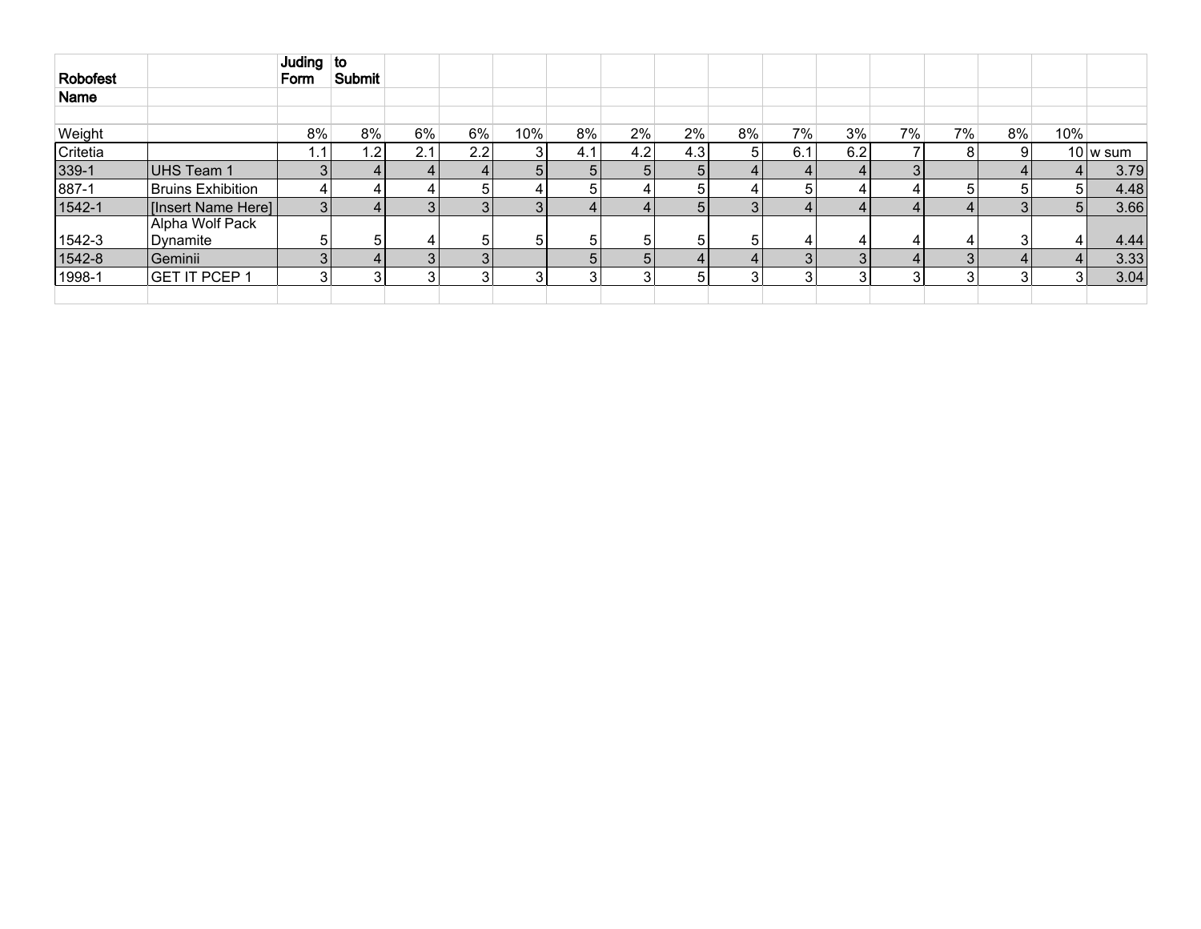| Robofest | | Juding Form | to Submit | | | | | | | | | | | | | | |
|---|---|---|---|---|---|---|---|---|---|---|---|---|---|---|---|---|---|
| Name | | | | | | | | | | | | | | | | | |
| | | | | | | | | | | | | | | | | | |
| Weight | | 8% | 8% | 6% | 6% | 10% | 8% | 2% | 2% | 8% | 7% | 3% | 7% | 7% | 8% | 10% | |
| Critetia | | 1.1 | 1.2 | 2.1 | 2.2 | 3 | 4.1 | 4.2 | 4.3 | 5 | 6.1 | 6.2 | 7 | 8 | 9 | 10 | w sum |
| 339-1 | UHS Team 1 | 3 | 4 | 4 | 4 | 5 | 5 | 5 | 5 | 4 | 4 | 4 | 3 | | 4 | 4 | 3.79 |
| 887-1 | Bruins Exhibition | 4 | 4 | 4 | 5 | 4 | 5 | 4 | 5 | 4 | 5 | 4 | 4 | 5 | 5 | 5 | 4.48 |
| 1542-1 | [Insert Name Here] | 3 | 4 | 3 | 3 | 3 | 4 | 4 | 5 | 3 | 4 | 4 | 4 | 4 | 3 | 5 | 3.66 |
| 1542-3 | Alpha Wolf Pack Dynamite | 5 | 5 | 4 | 5 | 5 | 5 | 5 | 5 | 5 | 4 | 4 | 4 | 4 | 3 | 4 | 4.44 |
| 1542-8 | Geminii | 3 | 4 | 3 | 3 | | 5 | 5 | 4 | 4 | 3 | 3 | 4 | 3 | 4 | 4 | 3.33 |
| 1998-1 | GET IT PCEP 1 | 3 | 3 | 3 | 3 | 3 | 3 | 3 | 5 | 3 | 3 | 3 | 3 | 3 | 3 | 3 | 3.04 |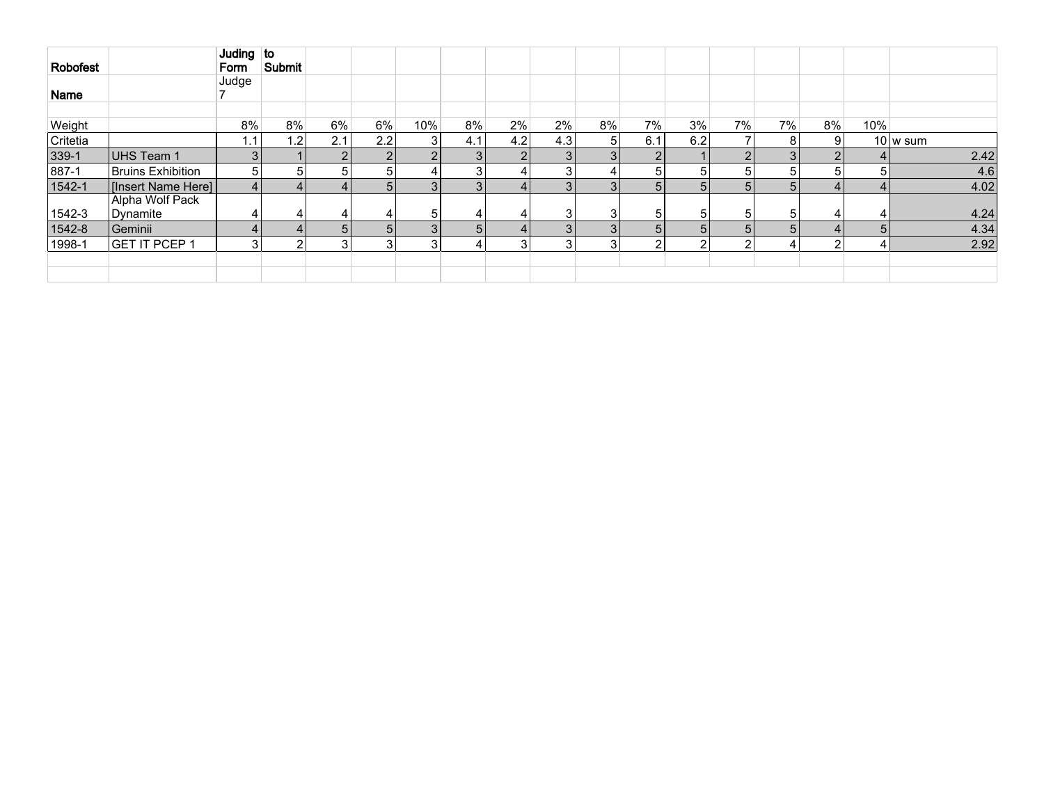| | | | | | | | | | | | | | | | | | |
|---|---|---|---|---|---|---|---|---|---|---|---|---|---|---|---|---|---|
| **Robofest** | | **Juding Form** | **to Submit** | | | | | | | | | | | | | | |
| **Name** | | Judge 7 | | | | | | | | | | | | | | | |
| | | | | | | | | | | | | | | | | | |
| Weight | | 8% | 8% | 6% | 6% | 10% | 8% | 2% | 2% | 8% | 7% | 3% | 7% | 7% | 8% | 10% | |
| Critetia | | 1.1 | 1.2 | 2.1 | 2.2 | 3 | 4.1 | 4.2 | 4.3 | 5 | 6.1 | 6.2 | 7 | 8 | 9 | 10 | w sum |
| 339-1 | UHS Team 1 | 3 | 1 | 2 | 2 | 2 | 3 | 2 | 3 | 3 | 2 | 1 | 2 | 3 | 2 | 4 | 2.42 |
| 887-1 | Bruins Exhibition | 5 | 5 | 5 | 5 | 4 | 3 | 4 | 3 | 4 | 5 | 5 | 5 | 5 | 5 | 5 | 4.6 |
| 1542-1 | [Insert Name Here] | 4 | 4 | 4 | 5 | 3 | 3 | 4 | 3 | 3 | 5 | 5 | 5 | 5 | 4 | 4 | 4.02 |
| 1542-3 | Alpha Wolf Pack Dynamite | 4 | 4 | 4 | 4 | 5 | 4 | 4 | 3 | 3 | 5 | 5 | 5 | 5 | 4 | 4 | 4.24 |
| 1542-8 | Geminii | 4 | 4 | 5 | 5 | 3 | 5 | 4 | 3 | 3 | 5 | 5 | 5 | 5 | 4 | 5 | 4.34 |
| 1998-1 | GET IT PCEP 1 | 3 | 2 | 3 | 3 | 3 | 4 | 3 | 3 | 3 | 2 | 2 | 2 | 4 | 2 | 4 | 2.92 |